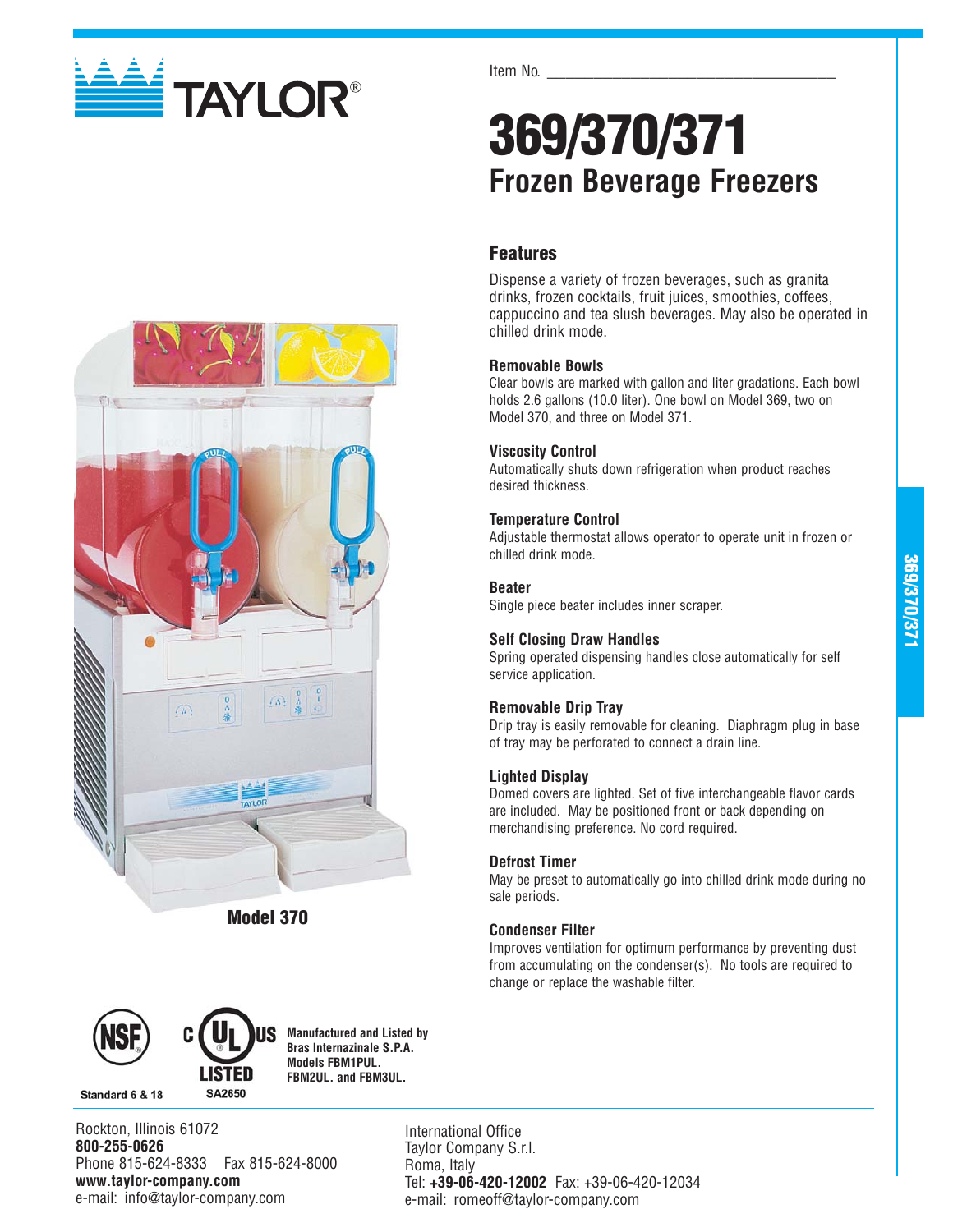TAYLOR®

Item No. ___________________________________

# 369/370/371

## Frozen Beverage Freezers

Model 370

### Features

Dispense a variety of frozen beverages, such as granita drinks, frozen cocktails, fruit juices, smoothies, coffees, cappuccino and tea slush beverages. May also be operated in chilled drink mode.

**Removable Bowls**

Clear bowls are marked with gallon and liter gradations. Each bowl holds 2.6 gallons (10.0 liter). One bowl on Model 369, two on Model 370, and three on Model 371.

**Viscosity Control**

Automatically shuts down refrigeration when product reaches desired thickness.

**Temperature Control**

Adjustable thermostat allows operator to operate unit in frozen or chilled drink mode.

**Beater**

Single piece beater includes inner scraper.

**Self Closing Draw Handles**

Spring operated dispensing handles close automatically for self service application.

**Removable Drip Tray**

Drip tray is easily removable for cleaning. Diaphragm plug in base of tray may be perforated to connect a drain line.

**Lighted Display**

Domed covers are lighted. Set of five interchangeable flavor cards are included. May be positioned front or back depending on merchandising preference. No cord required.

**Defrost Timer**

May be preset to automatically go into chilled drink mode during no sale periods.

**Condenser Filter**

Improves ventilation for optimum performance by preventing dust from accumulating on the condenser(s). No tools are required to change or replace the washable filter.

NSF Standard 6 & 18

C UL US LISTED SA2650

**Manufactured and Listed by Bras Internazinale S.P.A. Models FBM1PUL. FBM2UL. and FBM3UL.**

Rockton, Illinois 61072
**800-255-0626**
Phone 815-624-8333 Fax 815-624-8000
**www.taylor-company.com**
e-mail: info@taylor-company.com

International Office
Taylor Company S.r.l.
Roma, Italy
Tel: **+39-06-420-12002** Fax: +39-06-420-12034
e-mail: romeoff@taylor-company.com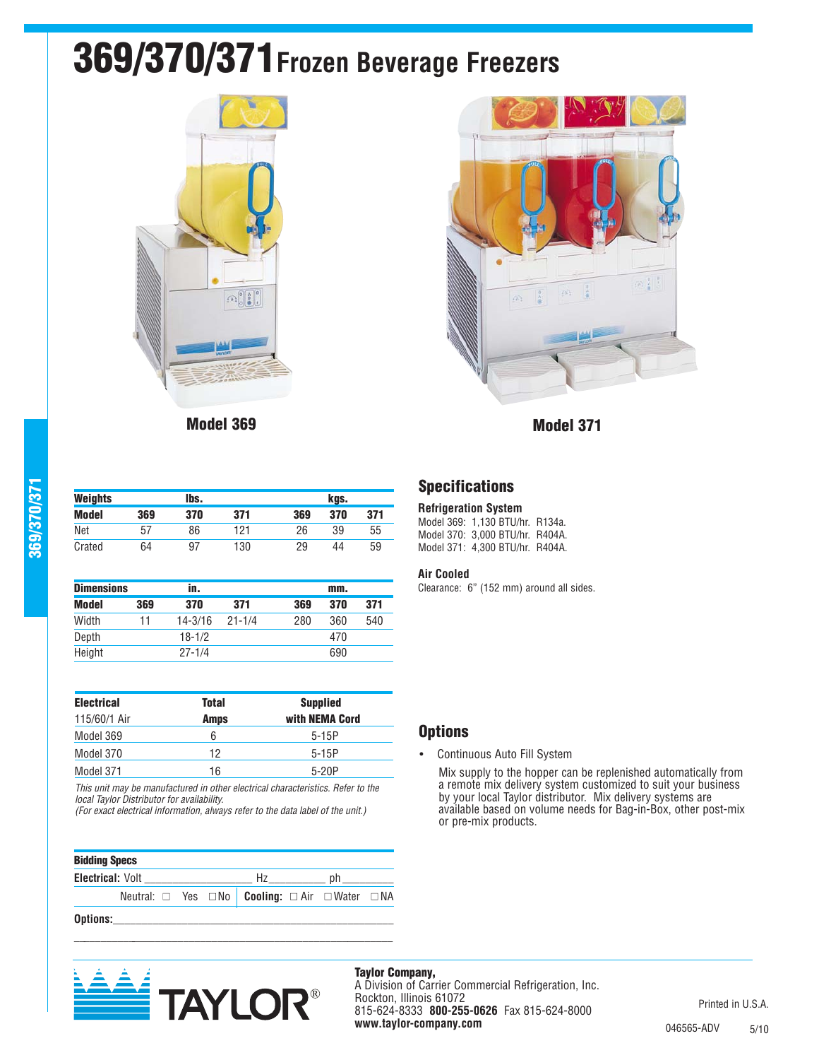# 369/370/371 Frozen Beverage Freezers

Model 369

Model 371

| Weights | lbs. | | | kgs. | | |
|---|---|---|---|---|---|---|
| **Model** | **369** | **370** | **371** | **369** | **370** | **371** |
| Net | 57 | 86 | 121 | 26 | 39 | 55 |
| Crated | 64 | 97 | 130 | 29 | 44 | 59 |

| Dimensions | in. | | | mm. | | |
|---|---|---|---|---|---|---|
| **Model** | **369** | **370** | **371** | **369** | **370** | **371** |
| Width | 11 | 14-3/16 | 21-1/4 | 280 | 360 | 540 |
| Depth | | 18-1/2 | | | 470 | |
| Height | | 27-1/4 | | | 690 | |

| Electrical 115/60/1 Air | Total Amps | Supplied with NEMA Cord |
|---|---|---|
| Model 369 | 6 | 5-15P |
| Model 370 | 12 | 5-15P |
| Model 371 | 16 | 5-20P |

*This unit may be manufactured in other electrical characteristics. Refer to the local Taylor Distributor for availability.*
*(For exact electrical information, always refer to the data label of the unit.)*

**Bidding Specs**

**Electrical:** Volt ________________ Hz__________ ph __________

Neutral: ☐ Yes ☐No | **Cooling:** ☐ Air ☐Water ☐NA

**Options:**_____________________________________________

_____________________________________________________

## Specifications

### Refrigeration System

Model 369: 1,130 BTU/hr. R134a.
Model 370: 3,000 BTU/hr. R404A.
Model 371: 4,300 BTU/hr. R404A.

### Air Cooled

Clearance: 6" (152 mm) around all sides.

## Options

- Continuous Auto Fill System

  Mix supply to the hopper can be replenished automatically from a remote mix delivery system customized to suit your business by your local Taylor distributor. Mix delivery systems are available based on volume needs for Bag-in-Box, other post-mix or pre-mix products.

TAYLOR®

**Taylor Company,**
A Division of Carrier Commercial Refrigeration, Inc.
Rockton, Illinois 61072
815-624-8333 **800-255-0626** Fax 815-624-8000
**www.taylor-company.com**

Printed in U.S.A.

046565-ADV 5/10